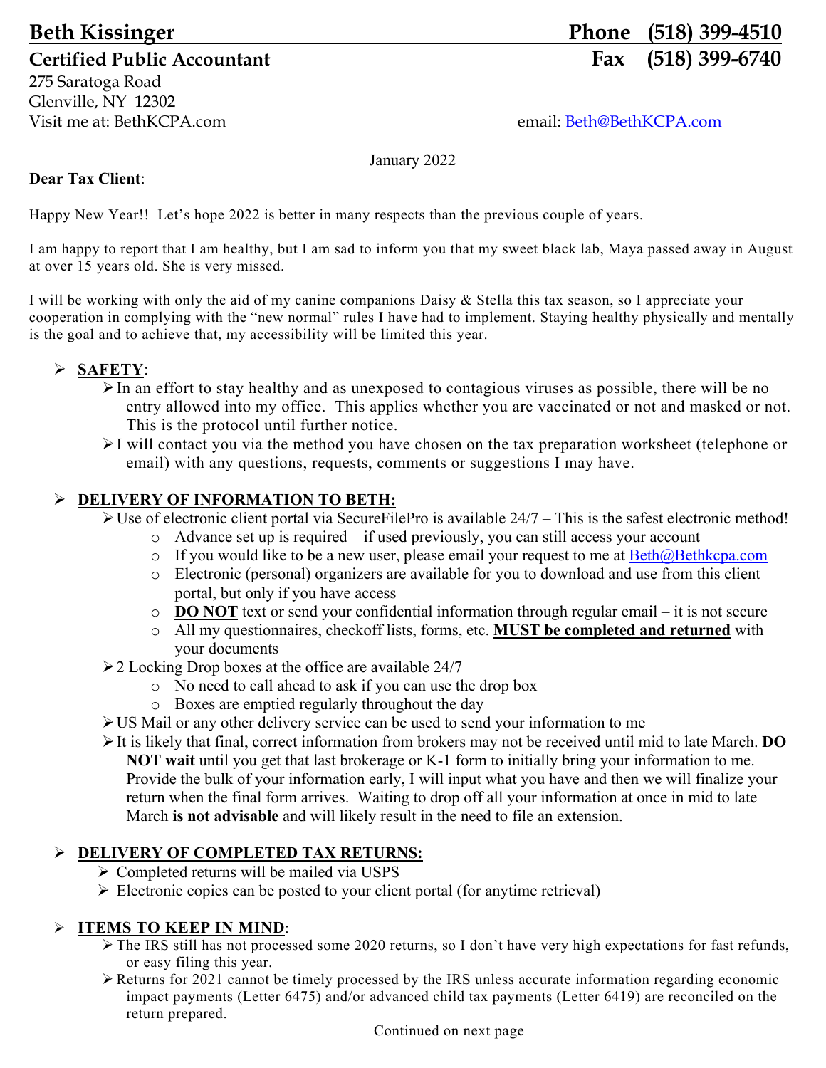# Beth Kissinger — Phone (518) 399-4510

## Certified Public Accountant — Fax (518) 399-6740

275 Saratoga Road
Glenville, NY 12302
Visit me at: BethKCPA.com

email: Beth@BethKCPA.com

January 2022

**Dear Tax Client**:

Happy New Year!! Let's hope 2022 is better in many respects than the previous couple of years.

I am happy to report that I am healthy, but I am sad to inform you that my sweet black lab, Maya passed away in August at over 15 years old. She is very missed.

I will be working with only the aid of my canine companions Daisy & Stella this tax season, so I appreciate your cooperation in complying with the "new normal" rules I have had to implement. Staying healthy physically and mentally is the goal and to achieve that, my accessibility will be limited this year.

- **SAFETY**:
  - In an effort to stay healthy and as unexposed to contagious viruses as possible, there will be no entry allowed into my office. This applies whether you are vaccinated or not and masked or not. This is the protocol until further notice.
  - I will contact you via the method you have chosen on the tax preparation worksheet (telephone or email) with any questions, requests, comments or suggestions I may have.

- **DELIVERY OF INFORMATION TO BETH:**
  - Use of electronic client portal via SecureFilePro is available 24/7 – This is the safest electronic method!
    - Advance set up is required – if used previously, you can still access your account
    - If you would like to be a new user, please email your request to me at Beth@Bethkcpa.com
    - Electronic (personal) organizers are available for you to download and use from this client portal, but only if you have access
    - **DO NOT** text or send your confidential information through regular email – it is not secure
    - All my questionnaires, checkoff lists, forms, etc. **MUST be completed and returned** with your documents
  - 2 Locking Drop boxes at the office are available 24/7
    - No need to call ahead to ask if you can use the drop box
    - Boxes are emptied regularly throughout the day
  - US Mail or any other delivery service can be used to send your information to me
  - It is likely that final, correct information from brokers may not be received until mid to late March. **DO NOT wait** until you get that last brokerage or K-1 form to initially bring your information to me. Provide the bulk of your information early, I will input what you have and then we will finalize your return when the final form arrives. Waiting to drop off all your information at once in mid to late March **is not advisable** and will likely result in the need to file an extension.

- **DELIVERY OF COMPLETED TAX RETURNS:**
  - Completed returns will be mailed via USPS
  - Electronic copies can be posted to your client portal (for anytime retrieval)

- **ITEMS TO KEEP IN MIND**:
  - The IRS still has not processed some 2020 returns, so I don't have very high expectations for fast refunds, or easy filing this year.
  - Returns for 2021 cannot be timely processed by the IRS unless accurate information regarding economic impact payments (Letter 6475) and/or advanced child tax payments (Letter 6419) are reconciled on the return prepared.

Continued on next page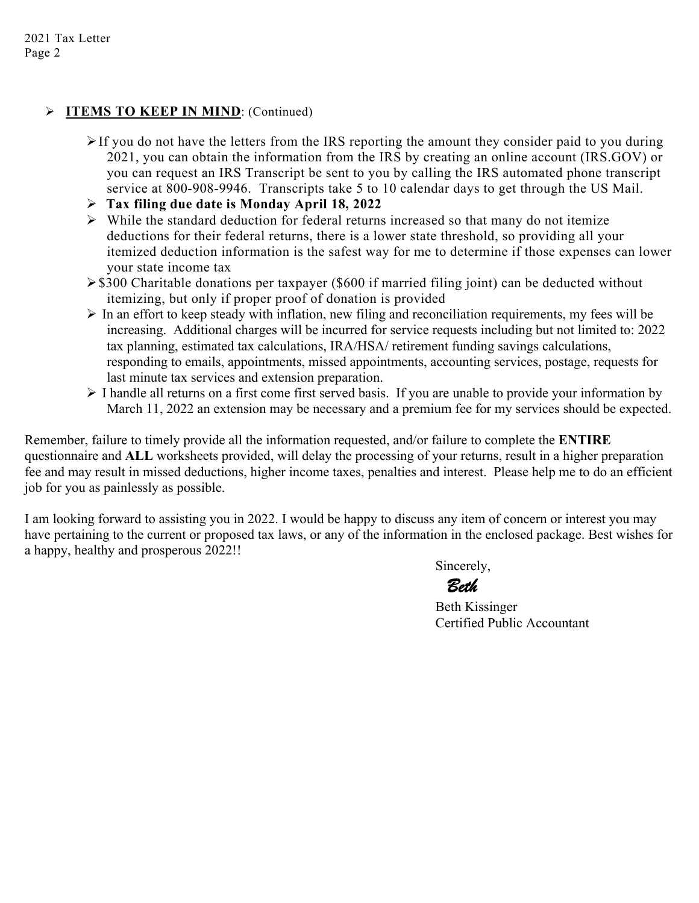- **ITEMS TO KEEP IN MIND**: (Continued)

  - If you do not have the letters from the IRS reporting the amount they consider paid to you during 2021, you can obtain the information from the IRS by creating an online account (IRS.GOV) or you can request an IRS Transcript be sent to you by calling the IRS automated phone transcript service at 800-908-9946. Transcripts take 5 to 10 calendar days to get through the US Mail.
  - **Tax filing due date is Monday April 18, 2022**
  - While the standard deduction for federal returns increased so that many do not itemize deductions for their federal returns, there is a lower state threshold, so providing all your itemized deduction information is the safest way for me to determine if those expenses can lower your state income tax
  - $300 Charitable donations per taxpayer ($600 if married filing joint) can be deducted without itemizing, but only if proper proof of donation is provided
  - In an effort to keep steady with inflation, new filing and reconciliation requirements, my fees will be increasing. Additional charges will be incurred for service requests including but not limited to: 2022 tax planning, estimated tax calculations, IRA/HSA/ retirement funding savings calculations, responding to emails, appointments, missed appointments, accounting services, postage, requests for last minute tax services and extension preparation.
  - I handle all returns on a first come first served basis. If you are unable to provide your information by March 11, 2022 an extension may be necessary and a premium fee for my services should be expected.

Remember, failure to timely provide all the information requested, and/or failure to complete the **ENTIRE** questionnaire and **ALL** worksheets provided, will delay the processing of your returns, result in a higher preparation fee and may result in missed deductions, higher income taxes, penalties and interest. Please help me to do an efficient job for you as painlessly as possible.

I am looking forward to assisting you in 2022. I would be happy to discuss any item of concern or interest you may have pertaining to the current or proposed tax laws, or any of the information in the enclosed package. Best wishes for a happy, healthy and prosperous 2022!!

Sincerely,

*Beth*

Beth Kissinger
Certified Public Accountant